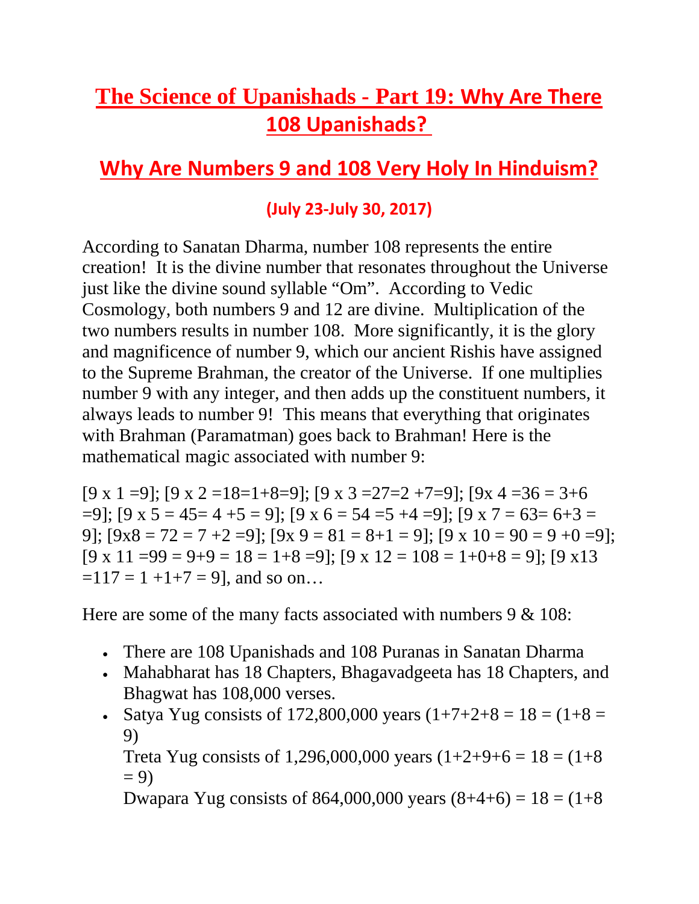# The Science of Upanishads - Part 19: Why Are There 108 Upanishads?

## Why Are Numbers 9 and 108 Very Holy In Hinduism?

### (July 23-July 30, 2017)

According to Sanatan Dharma, number 108 represents the entire creation! It is the divine number that resonates throughout the Universe just like the divine sound syllable "Om". According to Vedic Cosmology, both numbers 9 and 12 are divine. Multiplication of the two numbers results in number 108. More significantly, it is the glory and magnificence of number 9, which our ancient Rishis have assigned to the Supreme Brahman, the creator of the Universe. If one multiplies number 9 with any integer, and then adds up the constituent numbers, it always leads to number 9! This means that everything that originates with Brahman (Paramatman) goes back to Brahman! Here is the mathematical magic associated with number 9:

[9 x 1 =9]; [9 x 2 =18=1+8=9]; [9 x 3 =27=2 +7=9]; [9x 4 =36 = 3+6 =9]; [9 x 5 = 45= 4 +5 = 9]; [9 x 6 = 54 =5 +4 =9]; [9 x 7 = 63= 6+3 = 9]; [9x8 = 72 = 7 +2 =9]; [9x 9 = 81 = 8+1 = 9]; [9 x 10 = 90 = 9 +0 =9]; [9 x 11 =99 = 9+9 = 18 = 1+8 =9]; [9 x 12 = 108 = 1+0+8 = 9]; [9 x13 =117 = 1 +1+7 = 9], and so on…

Here are some of the many facts associated with numbers 9 & 108:

- There are 108 Upanishads and 108 Puranas in Sanatan Dharma
- Mahabharat has 18 Chapters, Bhagavadgeeta has 18 Chapters, and Bhagwat has 108,000 verses.
- Satya Yug consists of 172,800,000 years (1+7+2+8 = 18 = (1+8 = 9)
  Treta Yug consists of 1,296,000,000 years (1+2+9+6 = 18 = (1+8 = 9)
  Dwapara Yug consists of 864,000,000 years (8+4+6) = 18 = (1+8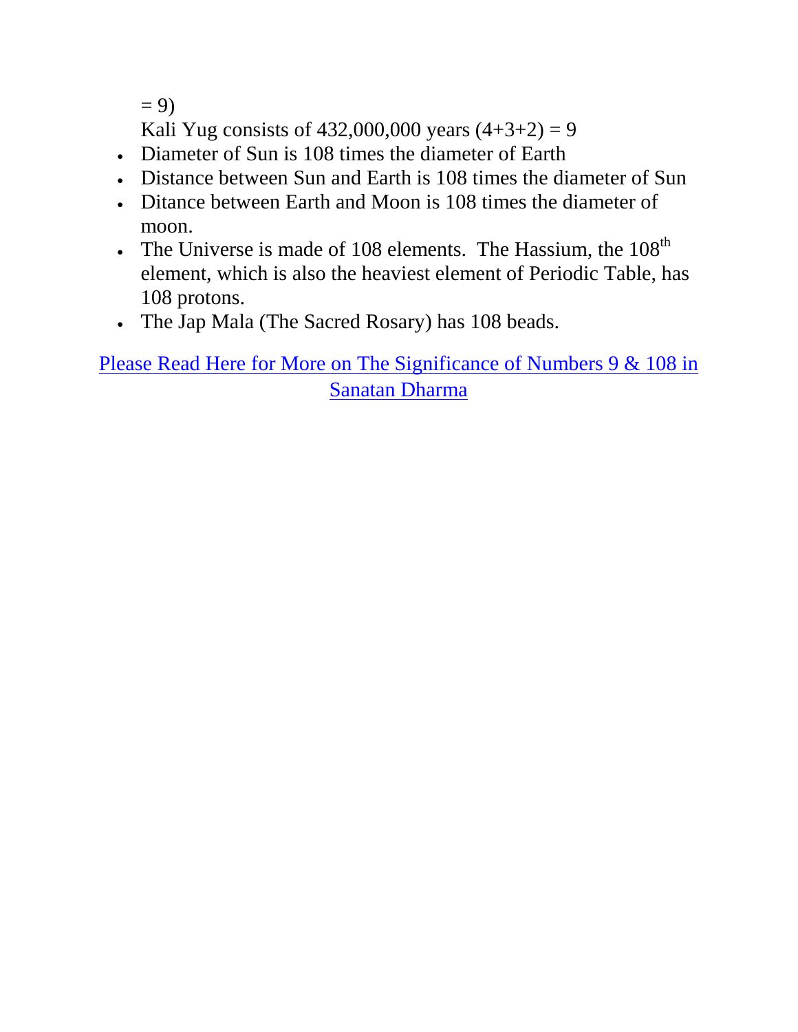= 9)
Kali Yug consists of 432,000,000 years (4+3+2) = 9

- Diameter of Sun is 108 times the diameter of Earth
- Distance between Sun and Earth is 108 times the diameter of Sun
- Ditance between Earth and Moon is 108 times the diameter of moon.
- The Universe is made of 108 elements. The Hassium, the 108th element, which is also the heaviest element of Periodic Table, has 108 protons.
- The Jap Mala (The Sacred Rosary) has 108 beads.

Please Read Here for More on The Significance of Numbers 9 & 108 in Sanatan Dharma